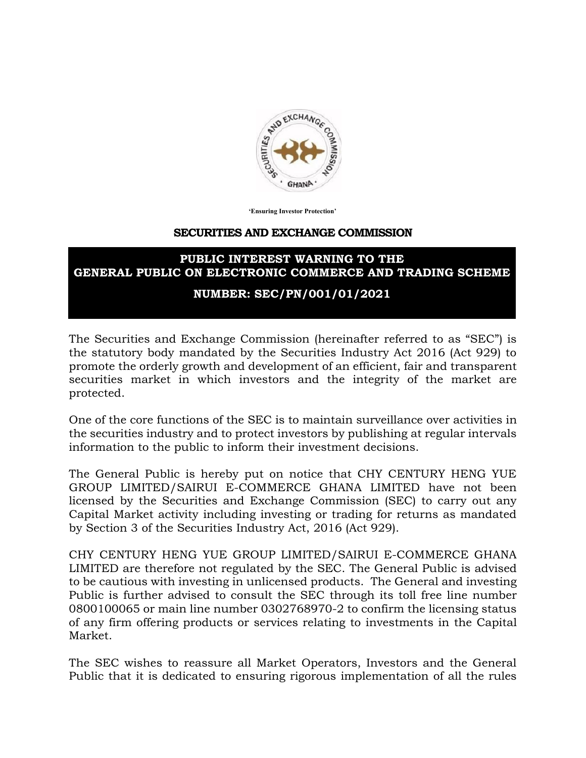'Ensuring Investor Protection'

**SECURITIES AND EXCHANGE COMMISSION**

## PUBLIC INTEREST WARNING TO THE GENERAL PUBLIC ON ELECTRONIC COMMERCE AND TRADING SCHEME

## NUMBER: SEC/PN/001/01/2021

The Securities and Exchange Commission (hereinafter referred to as "SEC") is the statutory body mandated by the Securities Industry Act 2016 (Act 929) to promote the orderly growth and development of an efficient, fair and transparent securities market in which investors and the integrity of the market are protected.

One of the core functions of the SEC is to maintain surveillance over activities in the securities industry and to protect investors by publishing at regular intervals information to the public to inform their investment decisions.

The General Public is hereby put on notice that CHY CENTURY HENG YUE GROUP LIMITED/SAIRUI E-COMMERCE GHANA LIMITED have not been licensed by the Securities and Exchange Commission (SEC) to carry out any Capital Market activity including investing or trading for returns as mandated by Section 3 of the Securities Industry Act, 2016 (Act 929).

CHY CENTURY HENG YUE GROUP LIMITED/SAIRUI E-COMMERCE GHANA LIMITED are therefore not regulated by the SEC. The General Public is advised to be cautious with investing in unlicensed products. The General and investing Public is further advised to consult the SEC through its toll free line number 0800100065 or main line number 0302768970-2 to confirm the licensing status of any firm offering products or services relating to investments in the Capital Market.

The SEC wishes to reassure all Market Operators, Investors and the General Public that it is dedicated to ensuring rigorous implementation of all the rules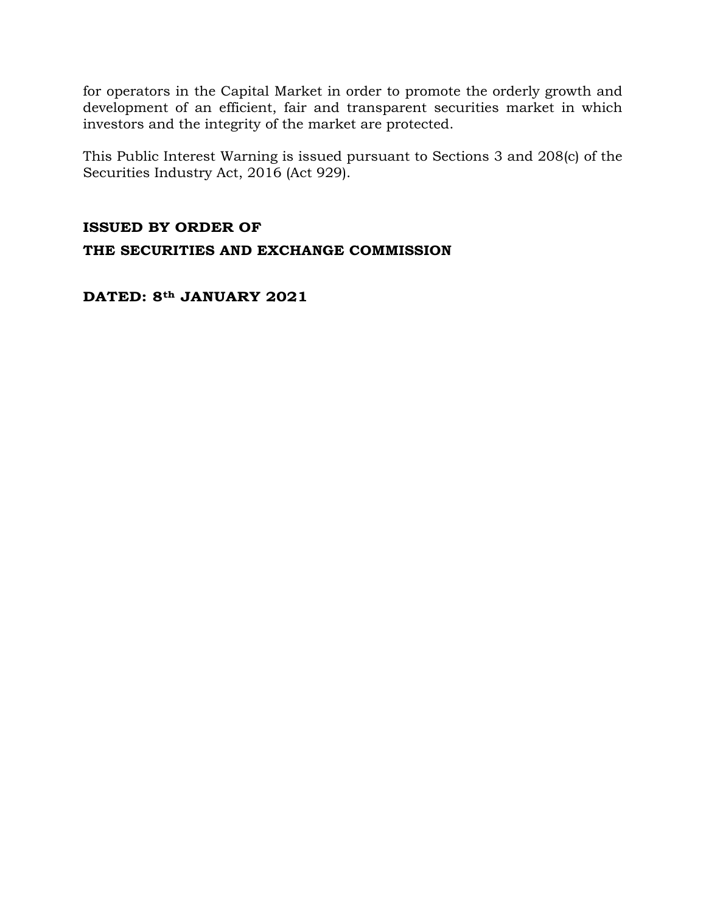for operators in the Capital Market in order to promote the orderly growth and development of an efficient, fair and transparent securities market in which investors and the integrity of the market are protected.

This Public Interest Warning is issued pursuant to Sections 3 and 208(c) of the Securities Industry Act, 2016 (Act 929).

**ISSUED BY ORDER OF**

**THE SECURITIES AND EXCHANGE COMMISSION**

**DATED: 8th JANUARY 2021**